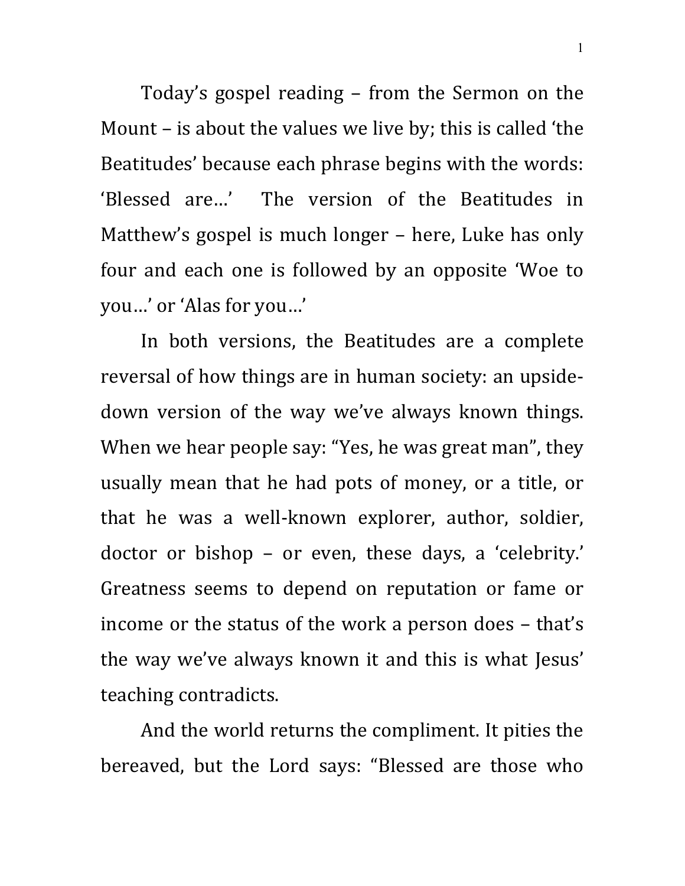Today's gospel reading – from the Sermon on the Mount – is about the values we live by; this is called 'the Beatitudes' because each phrase begins with the words: 'Blessed are…' The version of the Beatitudes in Matthew's gospel is much longer – here, Luke has only four and each one is followed by an opposite 'Woe to you…' or 'Alas for you…'

In both versions, the Beatitudes are a complete reversal of how things are in human society: an upside-down version of the way we've always known things. When we hear people say: "Yes, he was great man", they usually mean that he had pots of money, or a title, or that he was a well-known explorer, author, soldier, doctor or bishop – or even, these days, a 'celebrity.' Greatness seems to depend on reputation or fame or income or the status of the work a person does – that's the way we've always known it and this is what Jesus' teaching contradicts.

And the world returns the compliment. It pities the bereaved, but the Lord says: "Blessed are those who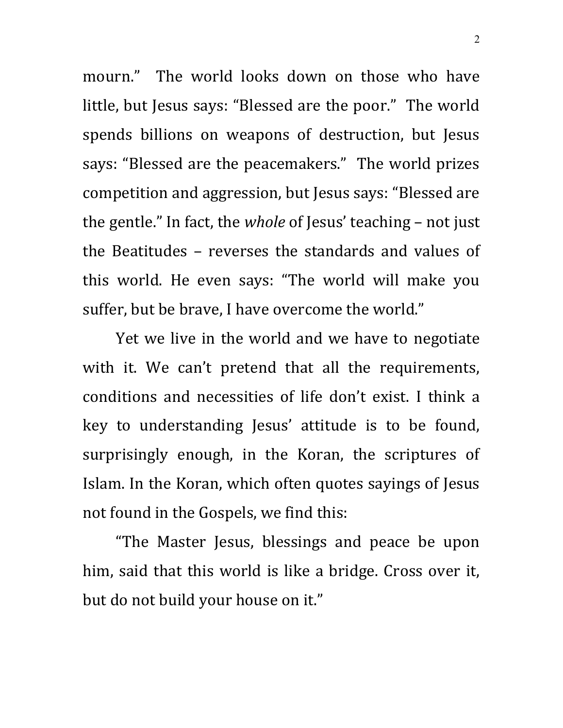mourn." The world looks down on those who have little, but Jesus says: "Blessed are the poor." The world spends billions on weapons of destruction, but Jesus says: "Blessed are the peacemakers." The world prizes competition and aggression, but Jesus says: "Blessed are the gentle." In fact, the *whole* of Jesus' teaching – not just the Beatitudes – reverses the standards and values of this world. He even says: "The world will make you suffer, but be brave, I have overcome the world."

Yet we live in the world and we have to negotiate with it. We can't pretend that all the requirements, conditions and necessities of life don't exist. I think a key to understanding Jesus' attitude is to be found, surprisingly enough, in the Koran, the scriptures of Islam. In the Koran, which often quotes sayings of Jesus not found in the Gospels, we find this:

"The Master Jesus, blessings and peace be upon him, said that this world is like a bridge. Cross over it, but do not build your house on it."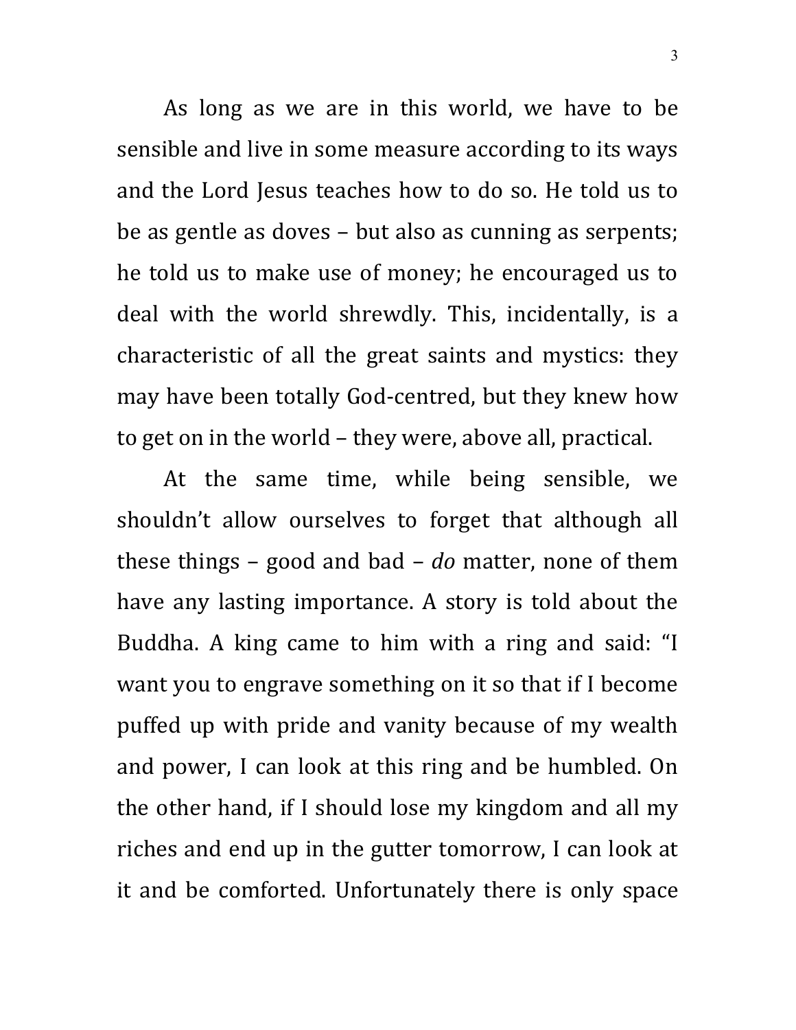As long as we are in this world, we have to be sensible and live in some measure according to its ways and the Lord Jesus teaches how to do so. He told us to be as gentle as doves – but also as cunning as serpents; he told us to make use of money; he encouraged us to deal with the world shrewdly. This, incidentally, is a characteristic of all the great saints and mystics: they may have been totally God-centred, but they knew how to get on in the world – they were, above all, practical.

At the same time, while being sensible, we shouldn't allow ourselves to forget that although all these things – good and bad – *do* matter, none of them have any lasting importance. A story is told about the Buddha. A king came to him with a ring and said: "I want you to engrave something on it so that if I become puffed up with pride and vanity because of my wealth and power, I can look at this ring and be humbled. On the other hand, if I should lose my kingdom and all my riches and end up in the gutter tomorrow, I can look at it and be comforted. Unfortunately there is only space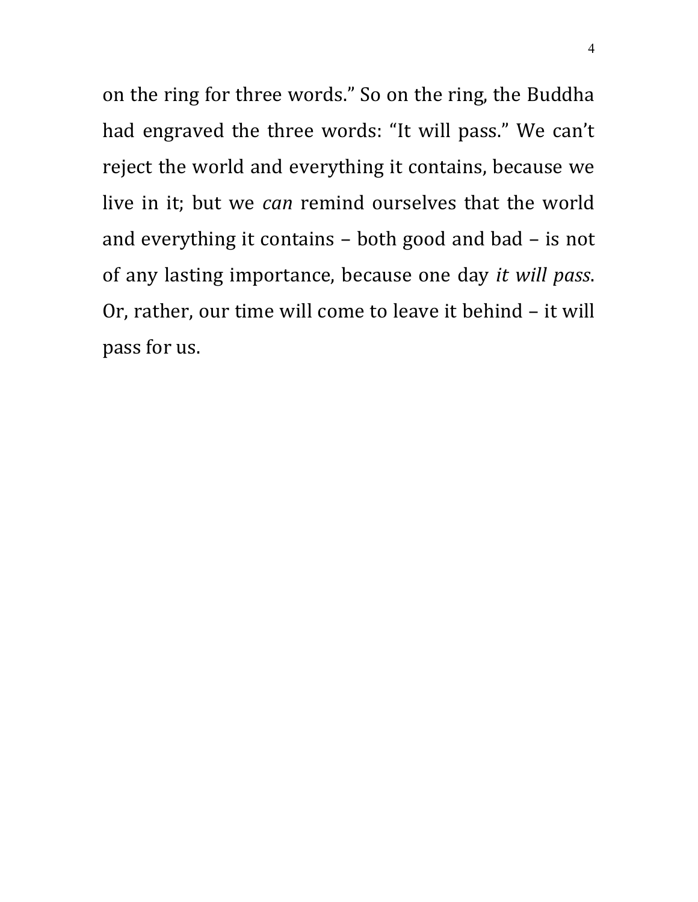on the ring for three words." So on the ring, the Buddha had engraved the three words: "It will pass." We can't reject the world and everything it contains, because we live in it; but we *can* remind ourselves that the world and everything it contains – both good and bad – is not of any lasting importance, because one day *it will pass*. Or, rather, our time will come to leave it behind – it will pass for us.